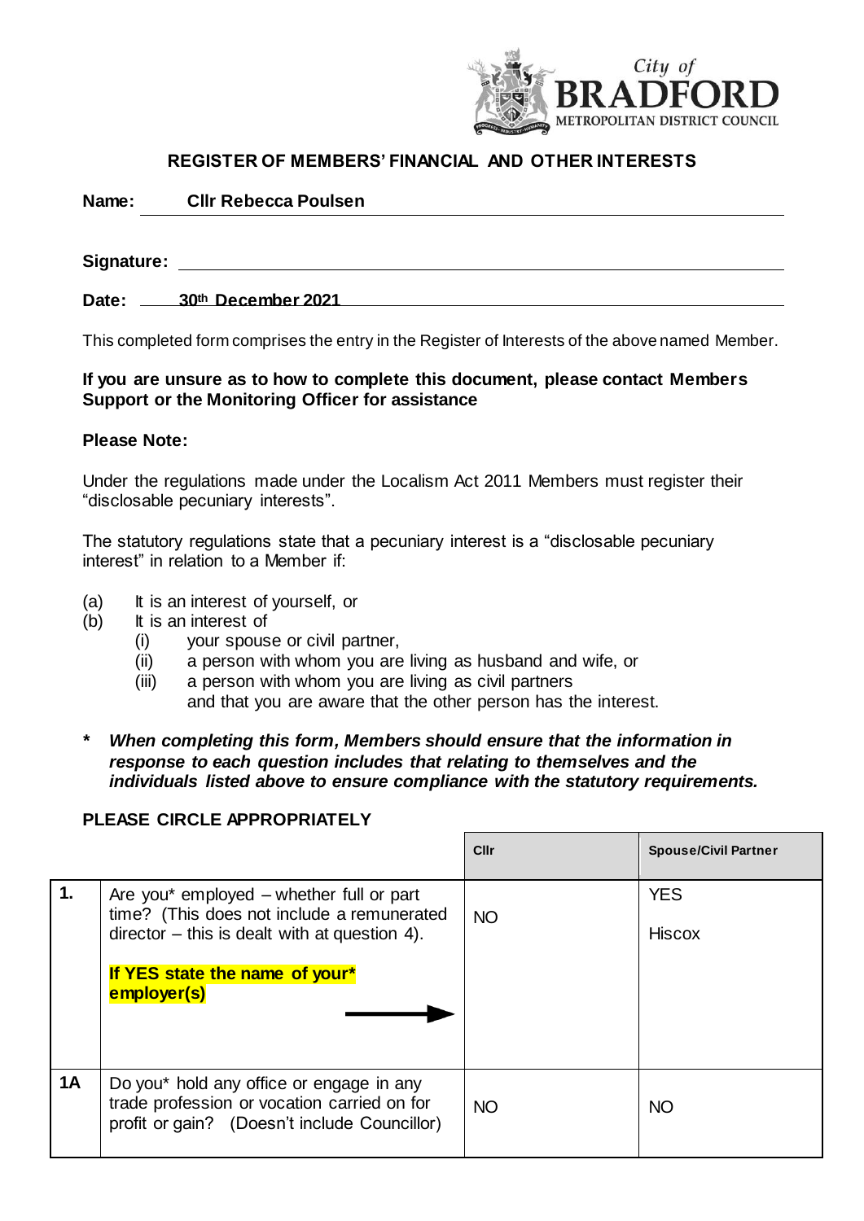City of BRADFORD METROPOLITAN DISTRICT COUNCIL

## REGISTER OF MEMBERS' FINANCIAL AND OTHER INTERESTS

**Name:** **Cllr Rebecca Poulsen**

**Signature:**

**Date:** **30th December 2021**

This completed form comprises the entry in the Register of Interests of the above named Member.

**If you are unsure as to how to complete this document, please contact Members Support or the Monitoring Officer for assistance**

**Please Note:**

Under the regulations made under the Localism Act 2011 Members must register their "disclosable pecuniary interests".

The statutory regulations state that a pecuniary interest is a "disclosable pecuniary interest" in relation to a Member if:

(a) It is an interest of yourself, or
(b) It is an interest of
   (i) your spouse or civil partner,
   (ii) a person with whom you are living as husband and wife, or
   (iii) a person with whom you are living as civil partners
   and that you are aware that the other person has the interest.

**\*** ***When completing this form, Members should ensure that the information in response to each question includes that relating to themselves and the individuals listed above to ensure compliance with the statutory requirements.***

**PLEASE CIRCLE APPROPRIATELY**

| | | **Cllr** | **Spouse/Civil Partner** |
|---|---|---|---|
| **1.** | Are you* employed – whether full or part time? (This does not include a remunerated director – this is dealt with at question 4).<br><br>**If YES state the name of your* employer(s)** → | NO | YES<br><br>Hiscox |
| **1A** | Do you* hold any office or engage in any trade profession or vocation carried on for profit or gain? (Doesn't include Councillor) | NO | NO |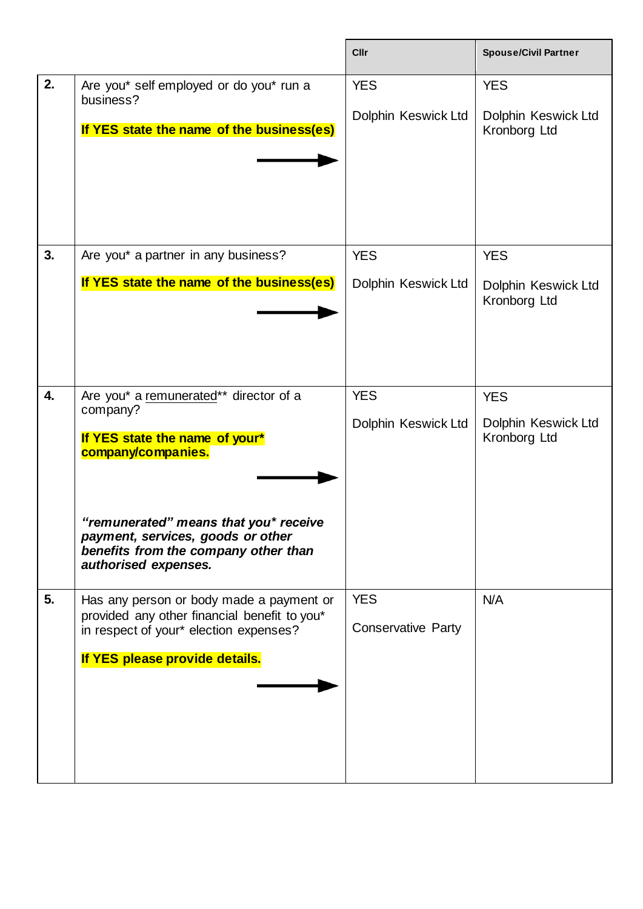| | | Cllr | Spouse/Civil Partner |
|---|---|---|---|
| **2.** | Are you* self employed or do you* run a business?<br><br>**If YES state the name of the business(es)** | YES<br><br>Dolphin Keswick Ltd | YES<br><br>Dolphin Keswick Ltd<br>Kronborg Ltd |
| **3.** | Are you* a partner in any business?<br><br>**If YES state the name of the business(es)** | YES<br><br>Dolphin Keswick Ltd | YES<br><br>Dolphin Keswick Ltd<br>Kronborg Ltd |
| **4.** | Are you* a remunerated** director of a company?<br><br>**If YES state the name of your* company/companies.**<br><br>***"remunerated" means that you* receive payment, services, goods or other benefits from the company other than authorised expenses.*** | YES<br><br>Dolphin Keswick Ltd | YES<br><br>Dolphin Keswick Ltd<br>Kronborg Ltd |
| **5.** | Has any person or body made a payment or provided any other financial benefit to you* in respect of your* election expenses?<br><br>**If YES please provide details.** | YES<br><br>Conservative Party | N/A |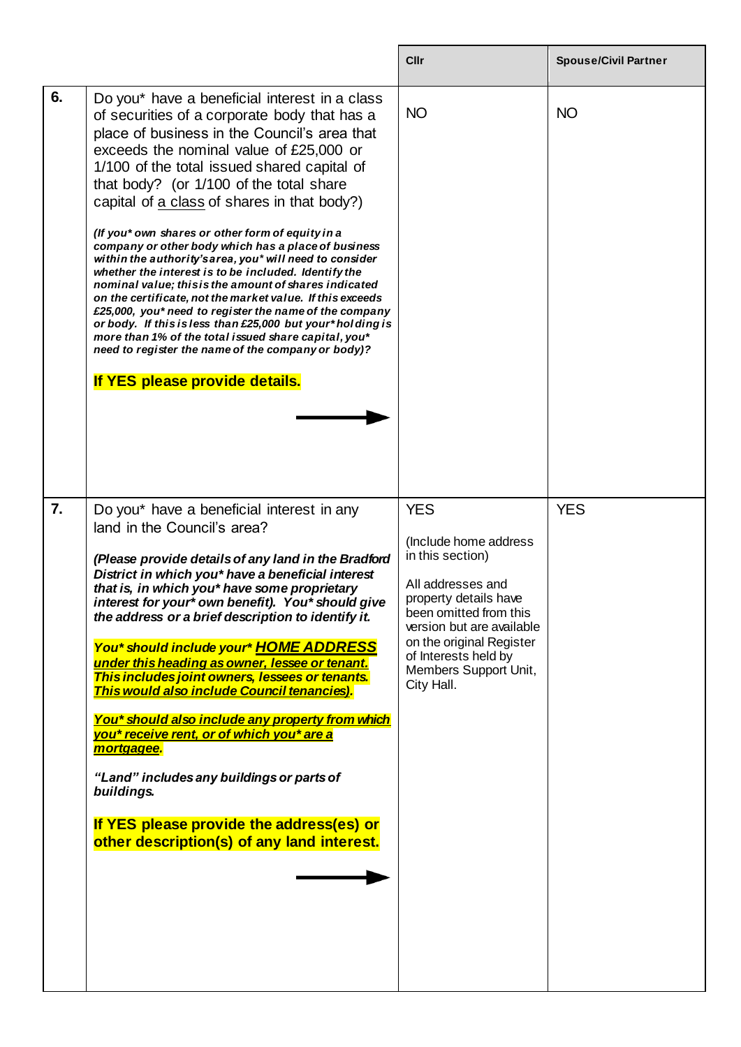|  |  | Cllr | Spouse/Civil Partner |
|---|---|---|---|
| **6.** | Do you* have a beneficial interest in a class of securities of a corporate body that has a place of business in the Council's area that exceeds the nominal value of £25,000 or 1/100 of the total issued shared capital of that body? (or 1/100 of the total share capital of <u>a class</u> of shares in that body?)<br><br>***(If you* own shares or other form of equity in a company or other body which has a place of business within the authority's area, you* will need to consider whether the interest is to be included. Identify the nominal value; this is the amount of shares indicated on the certificate, not the market value. If this exceeds £25,000, you* need to register the name of the company or body. If this is less than £25,000 but your* holding is more than 1% of the total issued share capital, you* need to register the name of the company or body)?***<br><br>**If YES please provide details.**<br><br>→ | NO | NO |
| **7.** | Do you* have a beneficial interest in any land in the Council's area?<br><br>***(Please provide details of any land in the Bradford District in which you* have a beneficial interest that is, in which you* have some proprietary interest for your* own benefit). You* should give the address or a brief description to identify it.***<br><br>***You* should include your* <u>HOME ADDRESS</u> <u>under this heading as owner, lessee or tenant.</u> This includes joint owners, lessees or tenants. <u>This would also include Council tenancies)</u>.***<br><br>***<u>You* should also include any property from which you* receive rent, or of which you* are a mortgagee</u>.***<br><br>***"Land" includes any buildings or parts of buildings.***<br><br>**If YES please provide the address(es) or other description(s) of any land interest.**<br><br>→ | YES<br><br>(Include home address in this section)<br><br>All addresses and property details have been omitted from this version but are available on the original Register of Interests held by Members Support Unit, City Hall. | YES |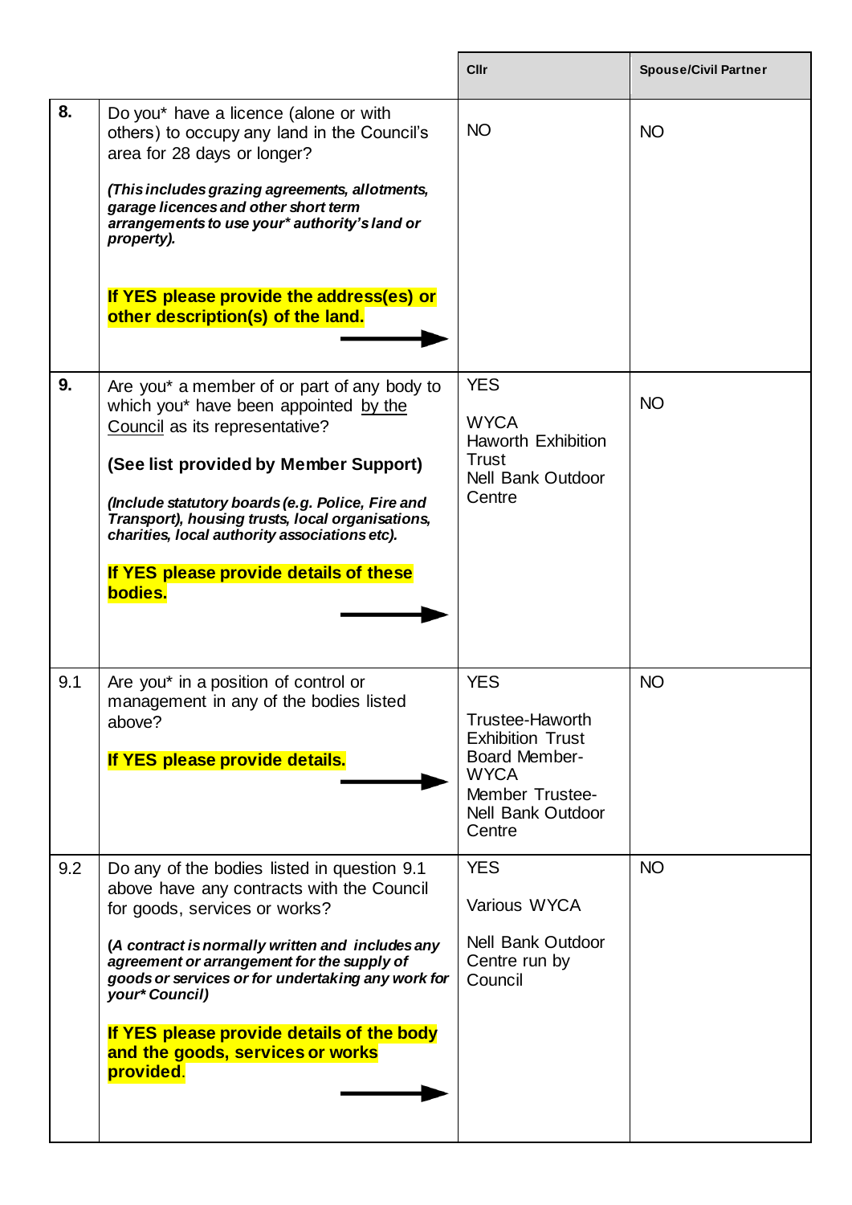| | | Cllr | Spouse/Civil Partner |
|---|---|---|---|
| **8.** | Do you* have a licence (alone or with others) to occupy any land in the Council's area for 28 days or longer?<br><br>***(This includes grazing agreements, allotments, garage licences and other short term arrangements to use your* authority's land or property).***<br><br>**If YES please provide the address(es) or other description(s) of the land.** | NO | NO |
| **9.** | Are you* a member of or part of any body to which you* have been appointed by the Council as its representative?<br><br>**(See list provided by Member Support)**<br><br>***(Include statutory boards (e.g. Police, Fire and Transport), housing trusts, local organisations, charities, local authority associations etc).***<br><br>**If YES please provide details of these bodies.** | YES<br><br>WYCA<br>Haworth Exhibition Trust<br>Nell Bank Outdoor Centre | NO |
| 9.1 | Are you* in a position of control or management in any of the bodies listed above?<br><br>**If YES please provide details.** | YES<br><br>Trustee-Haworth Exhibition Trust<br>Board Member-WYCA<br>Member Trustee-Nell Bank Outdoor Centre | NO |
| 9.2 | Do any of the bodies listed in question 9.1 above have any contracts with the Council for goods, services or works?<br><br>***(A contract is normally written and includes any agreement or arrangement for the supply of goods or services or for undertaking any work for your* Council)***<br><br>**If YES please provide details of the body and the goods, services or works provided**. | YES<br><br>Various WYCA<br><br>Nell Bank Outdoor Centre run by Council | NO |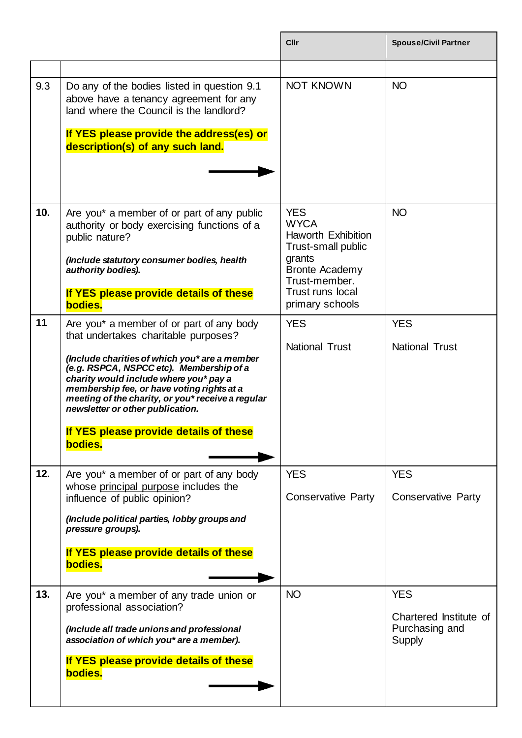| | | Cllr | Spouse/Civil Partner |
|---|---|---|---|
| | | | |
| 9.3 | Do any of the bodies listed in question 9.1 above have a tenancy agreement for any land where the Council is the landlord?<br><br>**If YES please provide the address(es) or description(s) of any such land.** | NOT KNOWN | NO |
| **10.** | Are you* a member of or part of any public authority or body exercising functions of a public nature?<br><br>***(Include statutory consumer bodies, health authority bodies).***<br><br>**If YES please provide details of these bodies.** | YES<br>WYCA<br>Haworth Exhibition Trust-small public grants<br>Bronte Academy Trust-member. Trust runs local primary schools | NO |
| **11** | Are you* a member of or part of any body that undertakes charitable purposes?<br><br>***(Include charities of which you* are a member (e.g. RSPCA, NSPCC etc). Membership of a charity would include where you* pay a membership fee, or have voting rights at a meeting of the charity, or you* receive a regular newsletter or other publication.***<br><br>**If YES please provide details of these bodies.** | YES<br><br>National Trust | YES<br><br>National Trust |
| **12.** | Are you* a member of or part of any body whose principal purpose includes the influence of public opinion?<br><br>***(Include political parties, lobby groups and pressure groups).***<br><br>**If YES please provide details of these bodies.** | YES<br><br>Conservative Party | YES<br><br>Conservative Party |
| **13.** | Are you* a member of any trade union or professional association?<br><br>***(Include all trade unions and professional association of which you* are a member).***<br><br>**If YES please provide details of these bodies.** | NO | YES<br><br>Chartered Institute of Purchasing and Supply |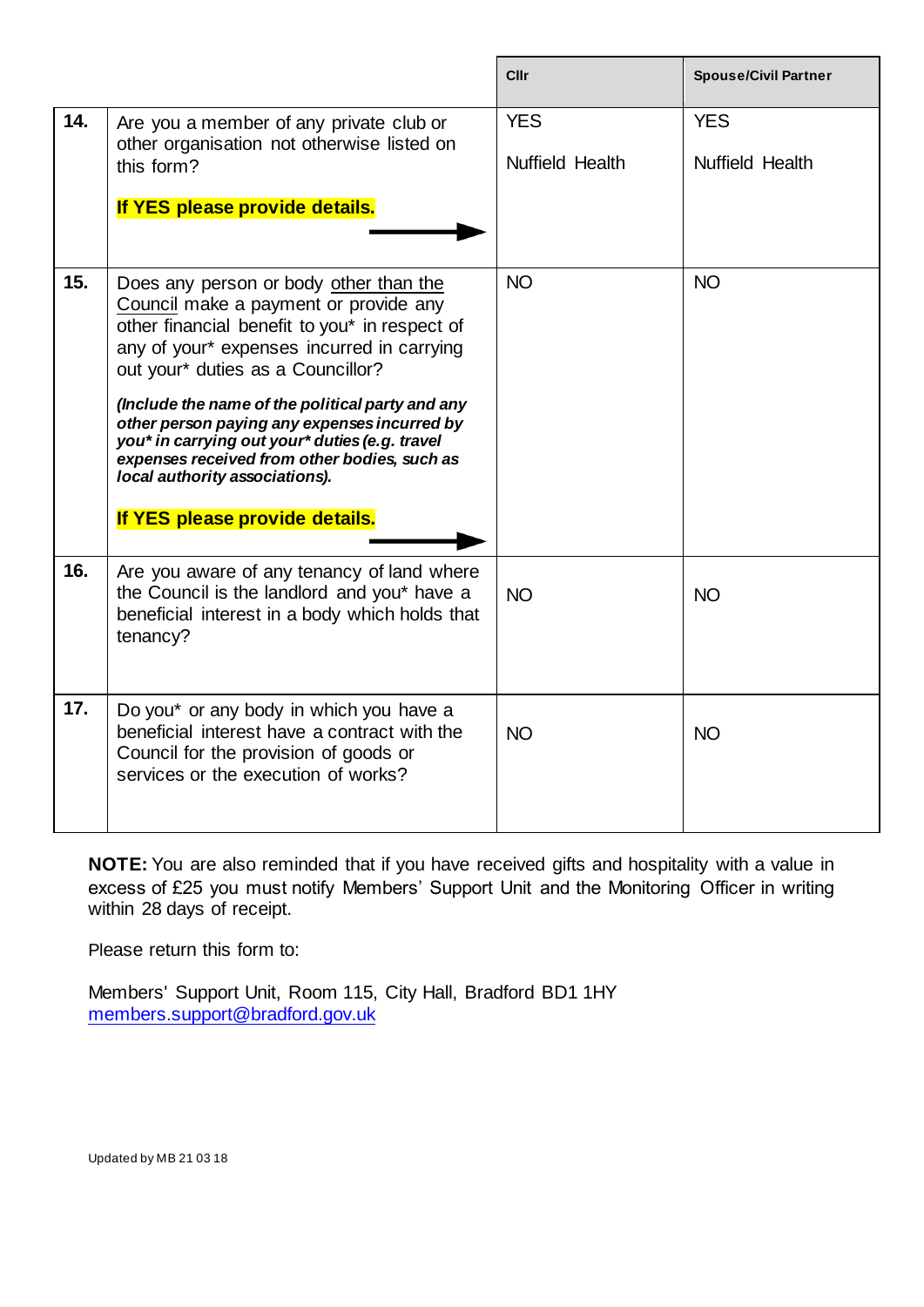| | | Cllr | Spouse/Civil Partner |
|---|---|---|---|
| **14.** | Are you a member of any private club or other organisation not otherwise listed on this form?<br><br>**If YES please provide details.** | YES<br><br>Nuffield Health | YES<br><br>Nuffield Health |
| **15.** | Does any person or body <u>other than the Council</u> make a payment or provide any other financial benefit to you* in respect of any of your* expenses incurred in carrying out your* duties as a Councillor?<br><br>***(Include the name of the political party and any other person paying any expenses incurred by you* in carrying out your* duties (e.g. travel expenses received from other bodies, such as local authority associations).***<br><br>**If YES please provide details.** | NO | NO |
| **16.** | Are you aware of any tenancy of land where the Council is the landlord and you* have a beneficial interest in a body which holds that tenancy? | NO | NO |
| **17.** | Do you* or any body in which you have a beneficial interest have a contract with the Council for the provision of goods or services or the execution of works? | NO | NO |

**NOTE:** You are also reminded that if you have received gifts and hospitality with a value in excess of £25 you must notify Members' Support Unit and the Monitoring Officer in writing within 28 days of receipt.

Please return this form to:

Members' Support Unit, Room 115, City Hall, Bradford BD1 1HY
members.support@bradford.gov.uk

Updated by MB 21 03 18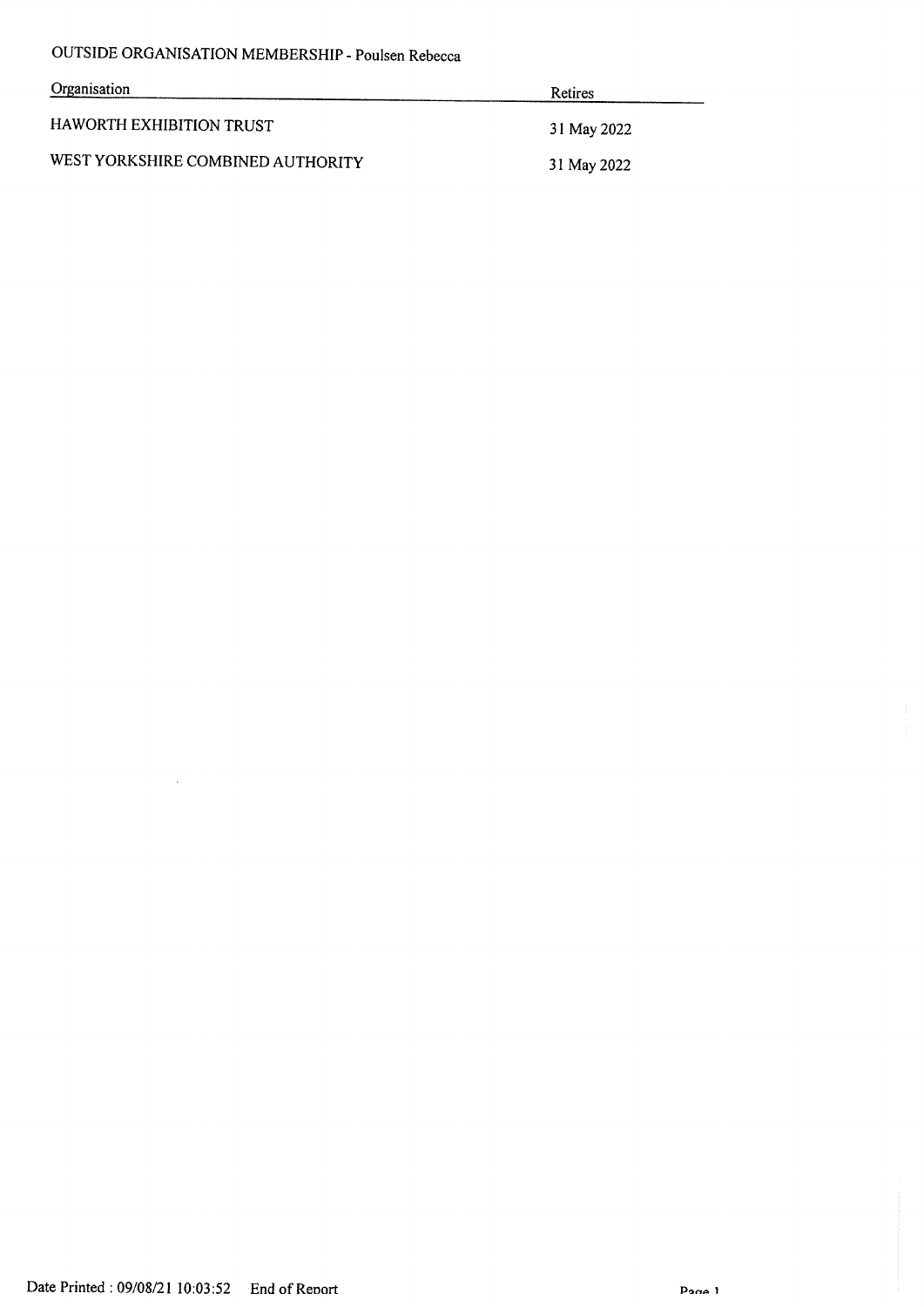OUTSIDE ORGANISATION MEMBERSHIP - Poulsen Rebecca

| Organisation | Retires |
| --- | --- |
| HAWORTH EXHIBITION TRUST | 31 May 2022 |
| WEST YORKSHIRE COMBINED AUTHORITY | 31 May 2022 |

Date Printed : 09/08/21 10:03:52 End of Report